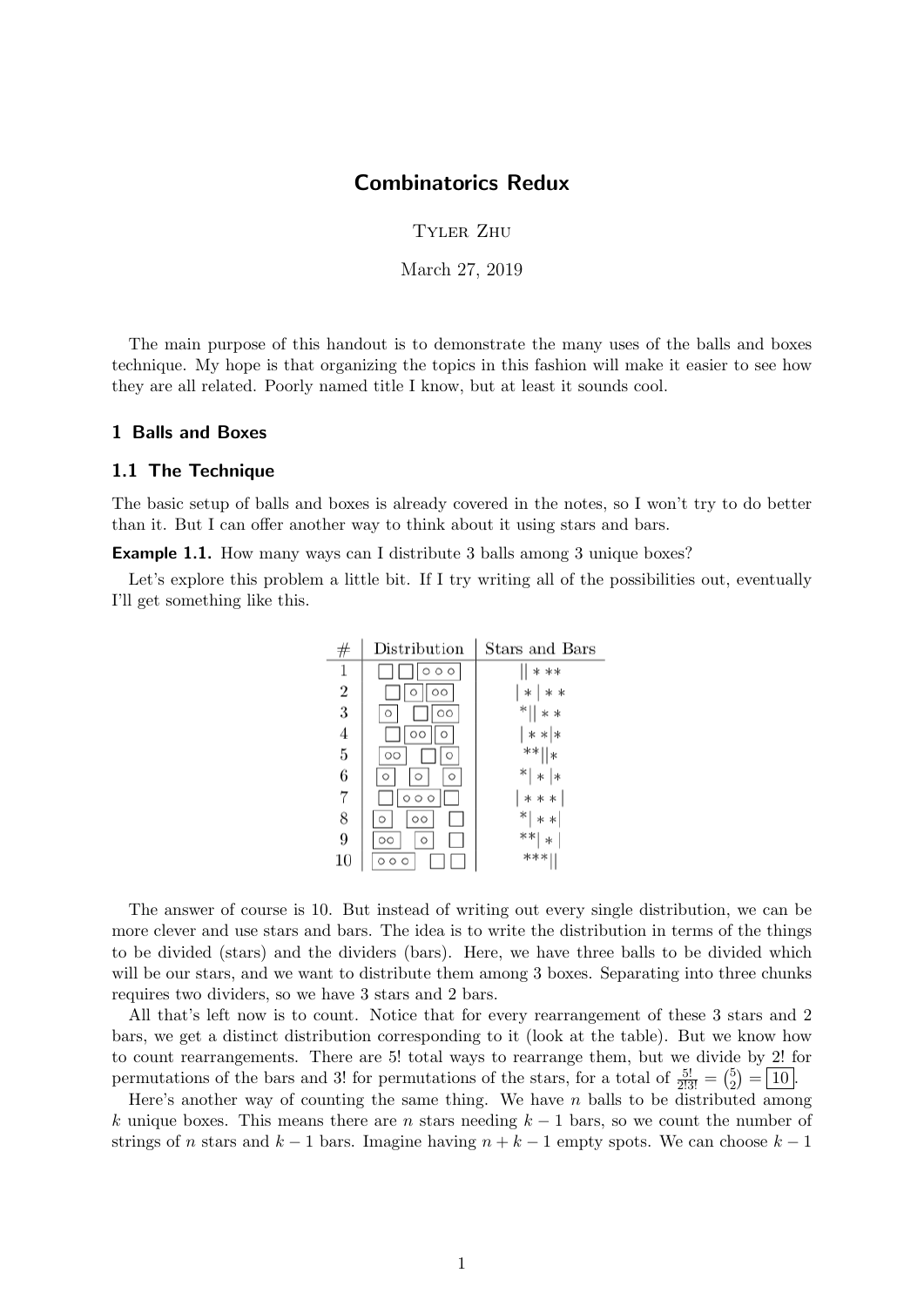# Combinatorics Redux

Tyler Zhu

March 27, 2019

The main purpose of this handout is to demonstrate the many uses of the balls and boxes technique. My hope is that organizing the topics in this fashion will make it easier to see how they are all related. Poorly named title I know, but at least it sounds cool.

## 1 Balls and Boxes

### 1.1 The Technique

The basic setup of balls and boxes is already covered in the notes, so I won't try to do better than it. But I can offer another way to think about it using stars and bars.

**Example 1.1.** How many ways can I distribute 3 balls among 3 unique boxes?

Let's explore this problem a little bit. If I try writing all of the possibilities out, eventually I'll get something like this.

| # | Distribution | Stars and Bars |
|---|---|---|
| 1 | [ ] [ ] [○○○] | $\|\| * **$ |
| 2 | [ ] [○] [○○] | $\| * \| **$ |
| 3 | [○] [ ] [○○] | $* \|\| **$ |
| 4 | [ ] [○○] [○] | $\| ** \| *$ |
| 5 | [○○] [ ] [○] | $** \|\| *$ |
| 6 | [○] [○] [○] | $* \| * \| *$ |
| 7 | [ ] [○○○] [ ] | $\| *** \|$ |
| 8 | [○] [○○] [ ] | $* \| ** \|$ |
| 9 | [○○] [○] [ ] | $** \| * \|$ |
| 10 | [○○○] [ ] [ ] | $*** \|\|$ |

The answer of course is 10. But instead of writing out every single distribution, we can be more clever and use stars and bars. The idea is to write the distribution in terms of the things to be divided (stars) and the dividers (bars). Here, we have three balls to be divided which will be our stars, and we want to distribute them among 3 boxes. Separating into three chunks requires two dividers, so we have 3 stars and 2 bars.

All that's left now is to count. Notice that for every rearrangement of these 3 stars and 2 bars, we get a distinct distribution corresponding to it (look at the table). But we know how to count rearrangements. There are 5! total ways to rearrange them, but we divide by 2! for permutations of the bars and 3! for permutations of the stars, for a total of $\frac{5!}{2!3!} = \binom{5}{2} = \boxed{10}$.

Here's another way of counting the same thing. We have $n$ balls to be distributed among $k$ unique boxes. This means there are $n$ stars needing $k-1$ bars, so we count the number of strings of $n$ stars and $k-1$ bars. Imagine having $n+k-1$ empty spots. We can choose $k-1$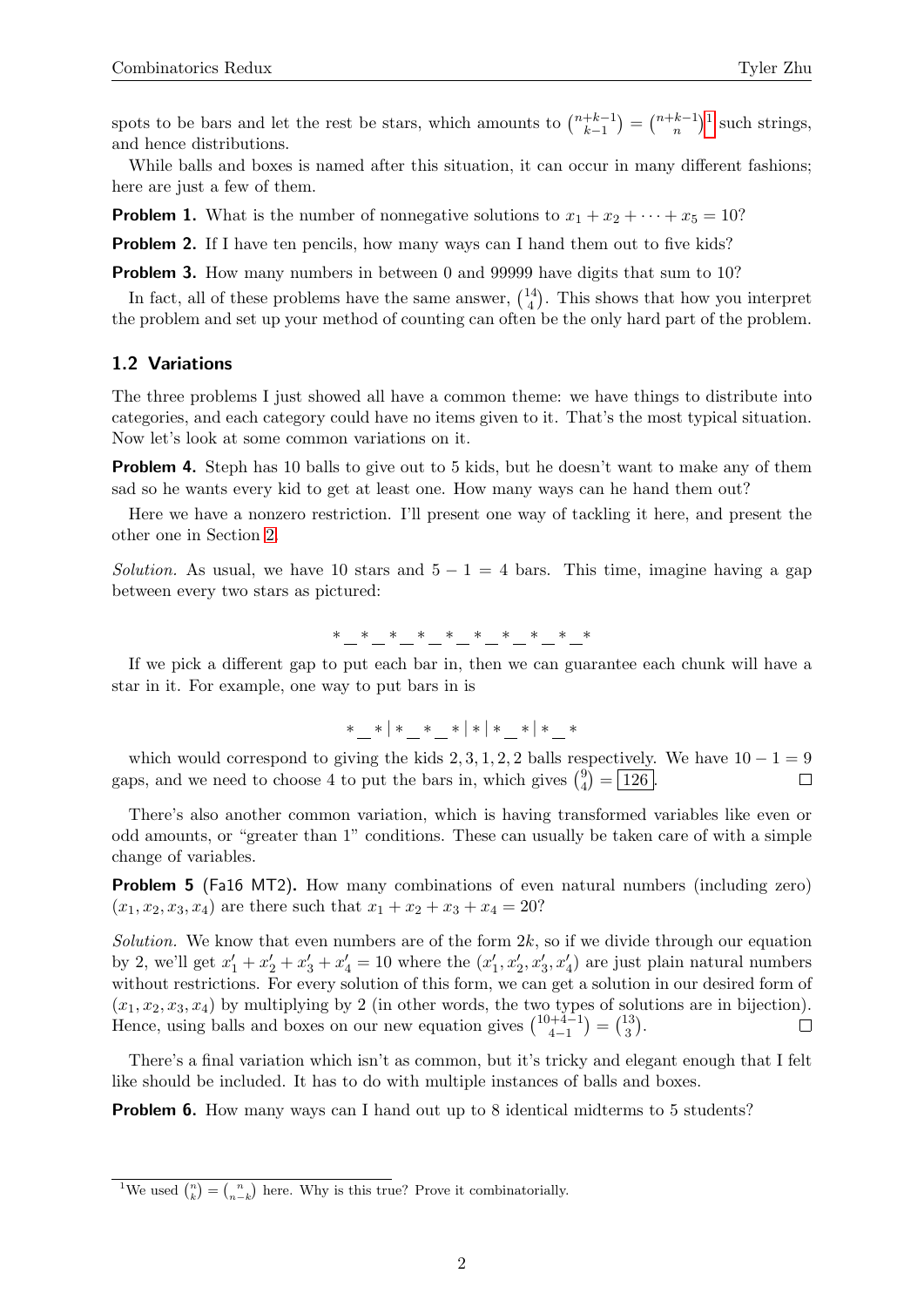spots to be bars and let the rest be stars, which amounts to $\binom{n+k-1}{k-1} = \binom{n+k-1}{n}$[1] such strings, and hence distributions.

While balls and boxes is named after this situation, it can occur in many different fashions; here are just a few of them.

**Problem 1.** What is the number of nonnegative solutions to $x_1 + x_2 + \cdots + x_5 = 10$?

**Problem 2.** If I have ten pencils, how many ways can I hand them out to five kids?

**Problem 3.** How many numbers in between 0 and 99999 have digits that sum to 10?

In fact, all of these problems have the same answer, $\binom{14}{4}$. This shows that how you interpret the problem and set up your method of counting can often be the only hard part of the problem.

### 1.2 Variations

The three problems I just showed all have a common theme: we have things to distribute into categories, and each category could have no items given to it. That's the most typical situation. Now let's look at some common variations on it.

**Problem 4.** Steph has 10 balls to give out to 5 kids, but he doesn't want to make any of them sad so he wants every kid to get at least one. How many ways can he hand them out?

Here we have a nonzero restriction. I'll present one way of tackling it here, and present the other one in Section 2.

*Solution.* As usual, we have 10 stars and $5 - 1 = 4$ bars. This time, imagine having a gap between every two stars as pictured:

$$* \_ * \_ * \_ * \_ * \_ * \_ * \_ * \_ * \_ *$$

If we pick a different gap to put each bar in, then we can guarantee each chunk will have a star in it. For example, one way to put bars in is

$$* \_ * \mid * \_ * \_ * \mid * \mid * \_ * \mid * \_ *$$

which would correspond to giving the kids $2, 3, 1, 2, 2$ balls respectively. We have $10 - 1 = 9$ gaps, and we need to choose 4 to put the bars in, which gives $\binom{9}{4} = \boxed{126}$. □

There's also another common variation, which is having transformed variables like even or odd amounts, or "greater than 1" conditions. These can usually be taken care of with a simple change of variables.

**Problem 5** (Fa16 MT2)**.** How many combinations of even natural numbers (including zero) $(x_1, x_2, x_3, x_4)$ are there such that $x_1 + x_2 + x_3 + x_4 = 20$?

*Solution.* We know that even numbers are of the form $2k$, so if we divide through our equation by 2, we'll get $x_1' + x_2' + x_3' + x_4' = 10$ where the $(x_1', x_2', x_3', x_4')$ are just plain natural numbers without restrictions. For every solution of this form, we can get a solution in our desired form of $(x_1, x_2, x_3, x_4)$ by multiplying by 2 (in other words, the two types of solutions are in bijection). Hence, using balls and boxes on our new equation gives $\binom{10+4-1}{4-1} = \binom{13}{3}$. □

There's a final variation which isn't as common, but it's tricky and elegant enough that I felt like should be included. It has to do with multiple instances of balls and boxes.

**Problem 6.** How many ways can I hand out up to 8 identical midterms to 5 students?

[1] We used $\binom{n}{k} = \binom{n}{n-k}$ here. Why is this true? Prove it combinatorially.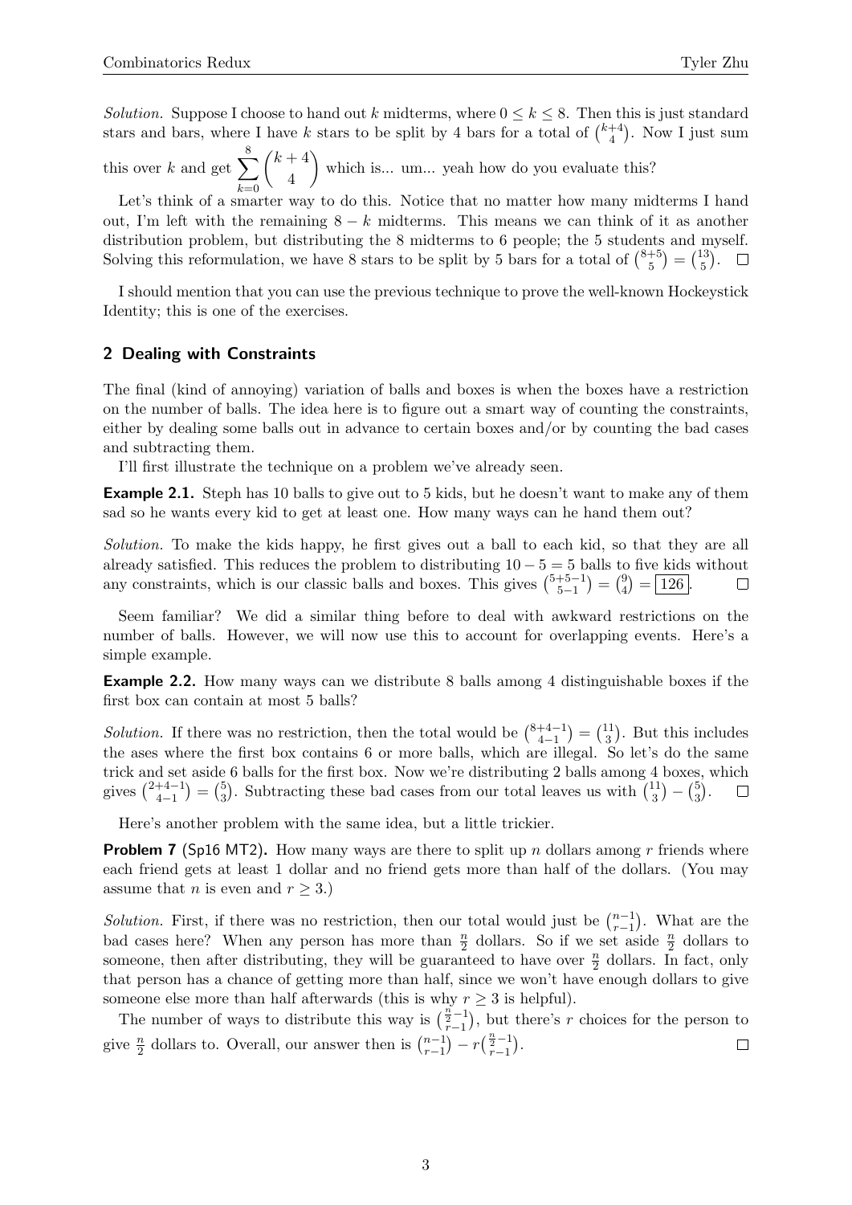*Solution.* Suppose I choose to hand out $k$ midterms, where $0 \le k \le 8$. Then this is just standard stars and bars, where I have $k$ stars to be split by 4 bars for a total of $\binom{k+4}{4}$. Now I just sum this over $k$ and get $\sum_{k=0}^{8} \binom{k+4}{4}$ which is... um... yeah how do you evaluate this?

Let's think of a smarter way to do this. Notice that no matter how many midterms I hand out, I'm left with the remaining $8-k$ midterms. This means we can think of it as another distribution problem, but distributing the 8 midterms to 6 people; the 5 students and myself. Solving this reformulation, we have 8 stars to be split by 5 bars for a total of $\binom{8+5}{5} = \binom{13}{5}$. □

I should mention that you can use the previous technique to prove the well-known Hockeystick Identity; this is one of the exercises.

## 2 Dealing with Constraints

The final (kind of annoying) variation of balls and boxes is when the boxes have a restriction on the number of balls. The idea here is to figure out a smart way of counting the constraints, either by dealing some balls out in advance to certain boxes and/or by counting the bad cases and subtracting them.

I'll first illustrate the technique on a problem we've already seen.

**Example 2.1.** Steph has 10 balls to give out to 5 kids, but he doesn't want to make any of them sad so he wants every kid to get at least one. How many ways can he hand them out?

*Solution.* To make the kids happy, he first gives out a ball to each kid, so that they are all already satisfied. This reduces the problem to distributing $10-5=5$ balls to five kids without any constraints, which is our classic balls and boxes. This gives $\binom{5+5-1}{5-1} = \binom{9}{4} = \boxed{126}$. □

Seem familiar? We did a similar thing before to deal with awkward restrictions on the number of balls. However, we will now use this to account for overlapping events. Here's a simple example.

**Example 2.2.** How many ways can we distribute 8 balls among 4 distinguishable boxes if the first box can contain at most 5 balls?

*Solution.* If there was no restriction, then the total would be $\binom{8+4-1}{4-1} = \binom{11}{3}$. But this includes the ases where the first box contains 6 or more balls, which are illegal. So let's do the same trick and set aside 6 balls for the first box. Now we're distributing 2 balls among 4 boxes, which gives $\binom{2+4-1}{4-1} = \binom{5}{3}$. Subtracting these bad cases from our total leaves us with $\binom{11}{3} - \binom{5}{3}$. □

Here's another problem with the same idea, but a little trickier.

**Problem 7** (Sp16 MT2)**.** How many ways are there to split up $n$ dollars among $r$ friends where each friend gets at least 1 dollar and no friend gets more than half of the dollars. (You may assume that $n$ is even and $r \ge 3$.)

*Solution.* First, if there was no restriction, then our total would just be $\binom{n-1}{r-1}$. What are the bad cases here? When any person has more than $\frac{n}{2}$ dollars. So if we set aside $\frac{n}{2}$ dollars to someone, then after distributing, they will be guaranteed to have over $\frac{n}{2}$ dollars. In fact, only that person has a chance of getting more than half, since we won't have enough dollars to give someone else more than half afterwards (this is why $r \ge 3$ is helpful).

The number of ways to distribute this way is $\binom{\frac{n}{2}-1}{r-1}$, but there's $r$ choices for the person to give $\frac{n}{2}$ dollars to. Overall, our answer then is $\binom{n-1}{r-1} - r\binom{\frac{n}{2}-1}{r-1}$. □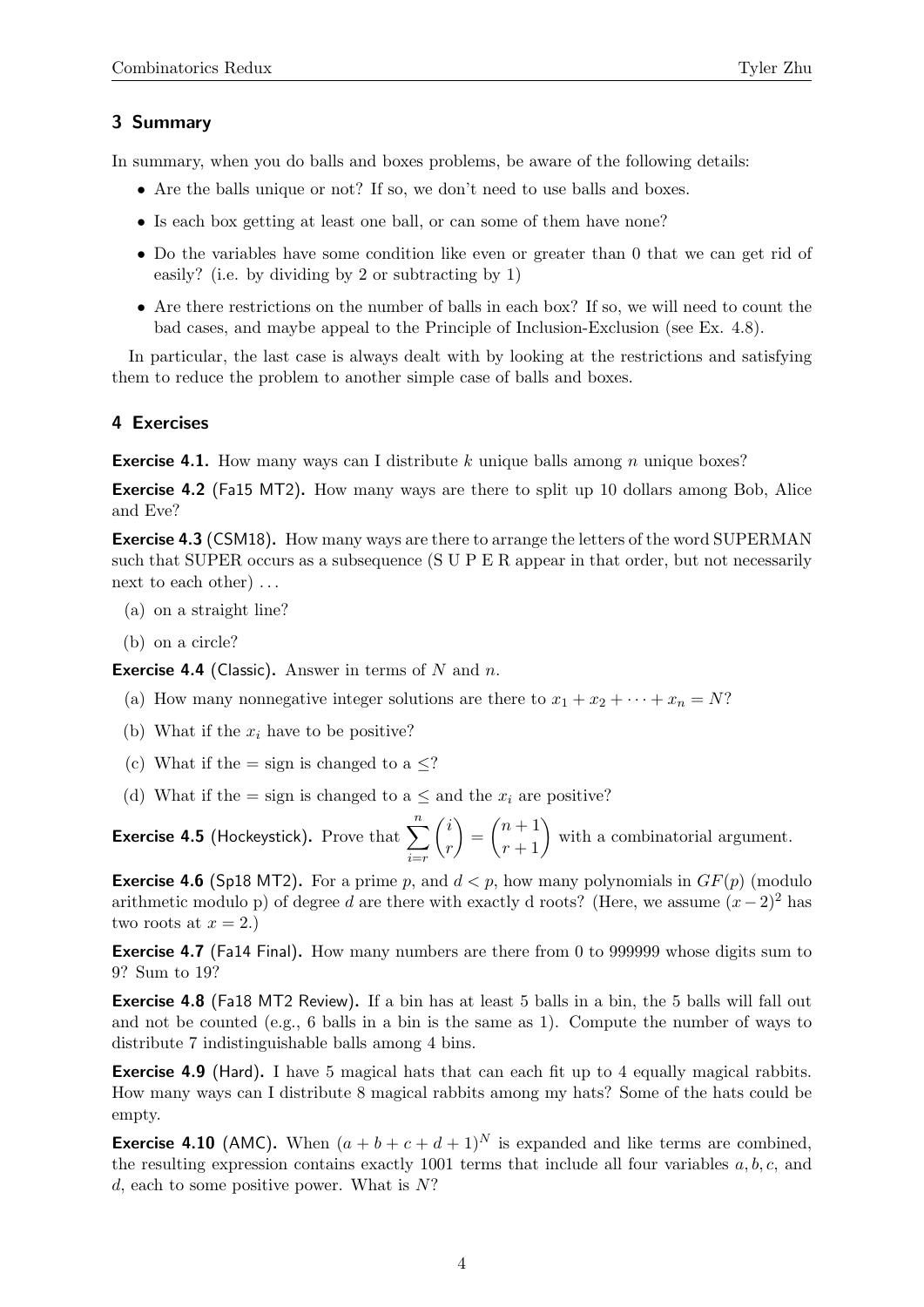## 3 Summary

In summary, when you do balls and boxes problems, be aware of the following details:

- Are the balls unique or not? If so, we don't need to use balls and boxes.
- Is each box getting at least one ball, or can some of them have none?
- Do the variables have some condition like even or greater than 0 that we can get rid of easily? (i.e. by dividing by 2 or subtracting by 1)
- Are there restrictions on the number of balls in each box? If so, we will need to count the bad cases, and maybe appeal to the Principle of Inclusion-Exclusion (see Ex. 4.8).

In particular, the last case is always dealt with by looking at the restrictions and satisfying them to reduce the problem to another simple case of balls and boxes.

## 4 Exercises

**Exercise 4.1.** How many ways can I distribute $k$ unique balls among $n$ unique boxes?

**Exercise 4.2** (Fa15 MT2)**.** How many ways are there to split up 10 dollars among Bob, Alice and Eve?

**Exercise 4.3** (CSM18)**.** How many ways are there to arrange the letters of the word SUPERMAN such that SUPER occurs as a subsequence (S U P E R appear in that order, but not necessarily next to each other) ...

(a) on a straight line?

(b) on a circle?

**Exercise 4.4** (Classic)**.** Answer in terms of $N$ and $n$.

(a) How many nonnegative integer solutions are there to $x_1 + x_2 + \cdots + x_n = N$?

(b) What if the $x_i$ have to be positive?

(c) What if the $=$ sign is changed to a $\leq$?

(d) What if the $=$ sign is changed to a $\leq$ and the $x_i$ are positive?

**Exercise 4.5** (Hockeystick)**.** Prove that $\sum_{i=r}^{n} \binom{i}{r} = \binom{n+1}{r+1}$ with a combinatorial argument.

**Exercise 4.6** (Sp18 MT2)**.** For a prime $p$, and $d < p$, how many polynomials in $GF(p)$ (modulo arithmetic modulo p) of degree $d$ are there with exactly d roots? (Here, we assume $(x-2)^2$ has two roots at $x = 2$.)

**Exercise 4.7** (Fa14 Final)**.** How many numbers are there from 0 to 999999 whose digits sum to 9? Sum to 19?

**Exercise 4.8** (Fa18 MT2 Review)**.** If a bin has at least 5 balls in a bin, the 5 balls will fall out and not be counted (e.g., 6 balls in a bin is the same as 1). Compute the number of ways to distribute 7 indistinguishable balls among 4 bins.

**Exercise 4.9** (Hard)**.** I have 5 magical hats that can each fit up to 4 equally magical rabbits. How many ways can I distribute 8 magical rabbits among my hats? Some of the hats could be empty.

**Exercise 4.10** (AMC)**.** When $(a + b + c + d + 1)^N$ is expanded and like terms are combined, the resulting expression contains exactly 1001 terms that include all four variables $a, b, c$, and $d$, each to some positive power. What is $N$?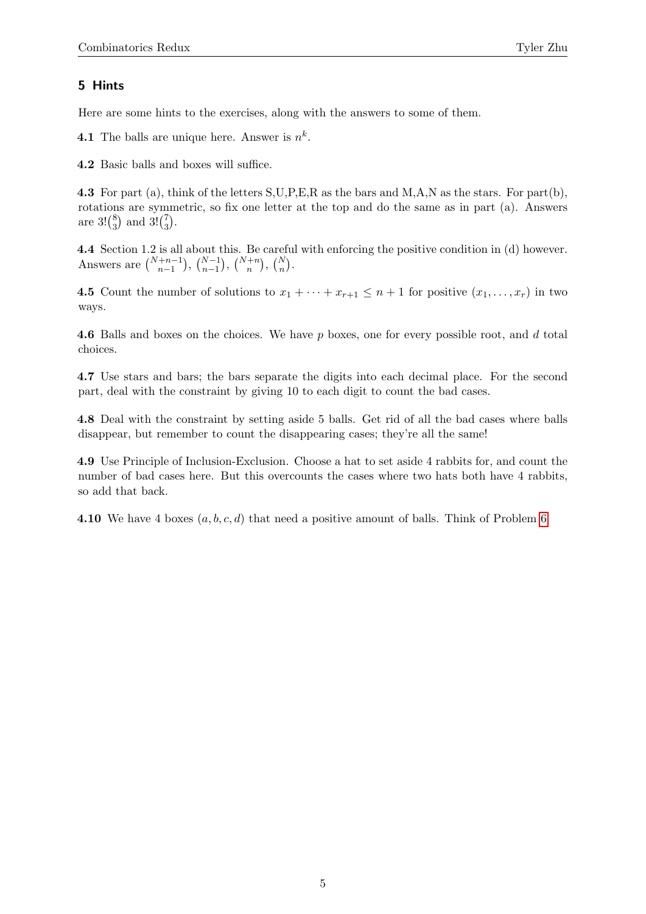## 5 Hints

Here are some hints to the exercises, along with the answers to some of them.

**4.1** The balls are unique here. Answer is $n^k$.

**4.2** Basic balls and boxes will suffice.

**4.3** For part (a), think of the letters S,U,P,E,R as the bars and M,A,N as the stars. For part(b), rotations are symmetric, so fix one letter at the top and do the same as in part (a). Answers are $3!\binom{8}{3}$ and $3!\binom{7}{3}$.

**4.4** Section 1.2 is all about this. Be careful with enforcing the positive condition in (d) however. Answers are $\binom{N+n-1}{n-1}$, $\binom{N-1}{n-1}$, $\binom{N+n}{n}$, $\binom{N}{n}$.

**4.5** Count the number of solutions to $x_1 + \cdots + x_{r+1} \leq n+1$ for positive $(x_1, \ldots, x_r)$ in two ways.

**4.6** Balls and boxes on the choices. We have $p$ boxes, one for every possible root, and $d$ total choices.

**4.7** Use stars and bars; the bars separate the digits into each decimal place. For the second part, deal with the constraint by giving 10 to each digit to count the bad cases.

**4.8** Deal with the constraint by setting aside 5 balls. Get rid of all the bad cases where balls disappear, but remember to count the disappearing cases; they're all the same!

**4.9** Use Principle of Inclusion-Exclusion. Choose a hat to set aside 4 rabbits for, and count the number of bad cases here. But this overcounts the cases where two hats both have 4 rabbits, so add that back.

**4.10** We have 4 boxes $(a, b, c, d)$ that need a positive amount of balls. Think of Problem 6